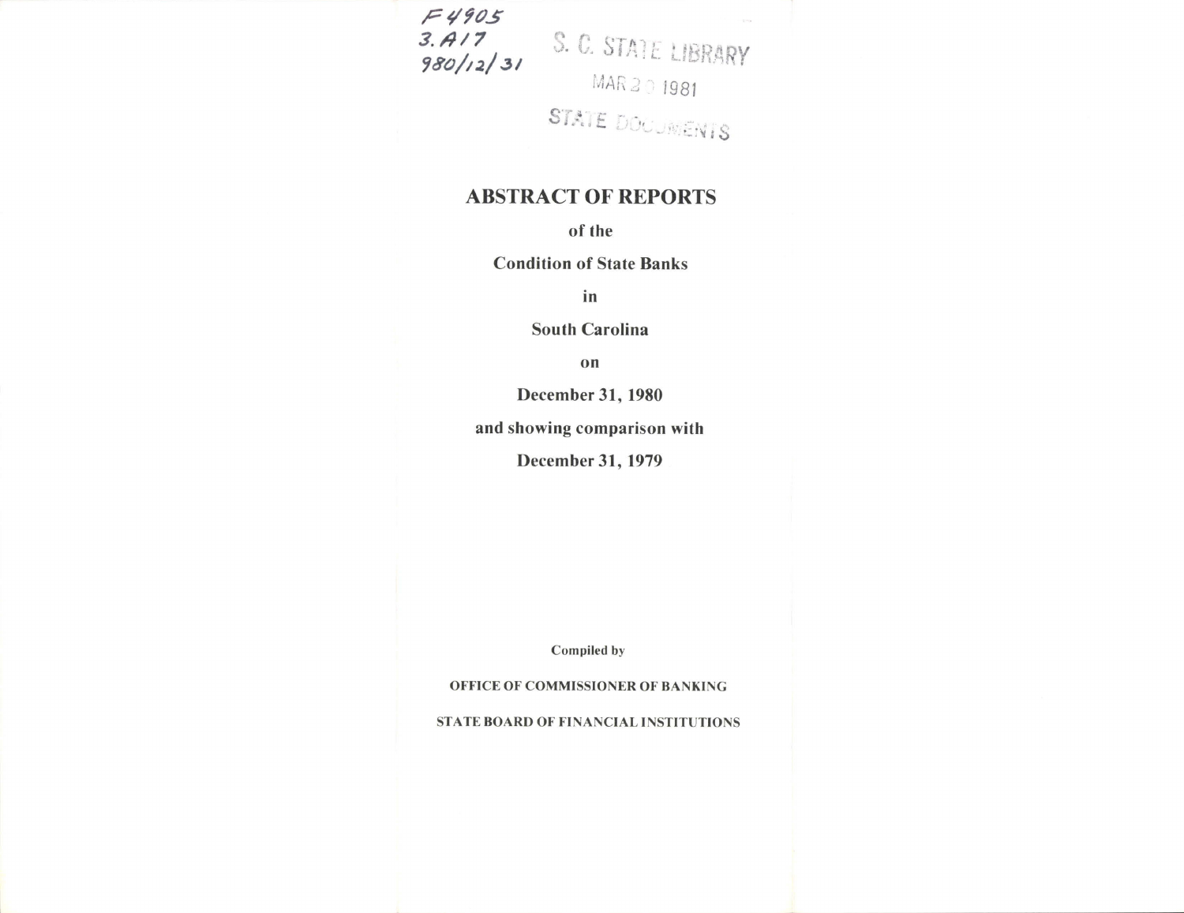F4905
3.A17
980/12/31

S. C. STATE LIBRARY

MAR 20 1981

STATE DOCUMENTS

# ABSTRACT OF REPORTS

**of the**

**Condition of State Banks**

**in**

**South Carolina**

**on**

**December 31, 1980**

**and showing comparison with**

**December 31, 1979**

Compiled by

OFFICE OF COMMISSIONER OF BANKING

STATE BOARD OF FINANCIAL INSTITUTIONS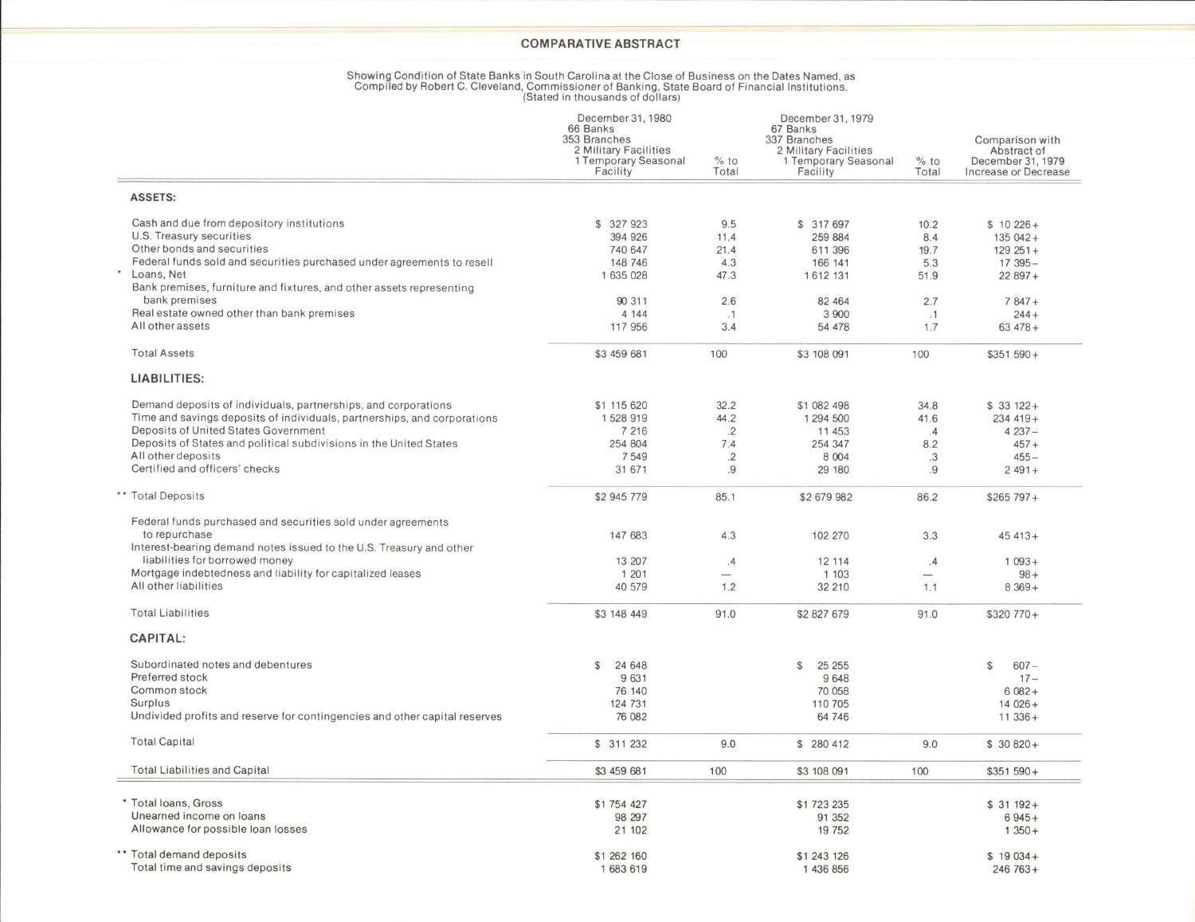## COMPARATIVE ABSTRACT

Showing Condition of State Banks in South Carolina at the Close of Business on the Dates Named, as Compiled by Robert C. Cleveland, Commissioner of Banking, State Board of Financial Institutions. (Stated in thousands of dollars)

| | December 31, 1980 66 Banks 353 Branches 2 Military Facilities 1 Temporary Seasonal Facility | % to Total | December 31, 1979 67 Banks 337 Branches 2 Military Facilities 1 Temporary Seasonal Facility | % to Total | Comparison with Abstract of December 31, 1979 Increase or Decrease |
|---|---|---|---|---|---|
| **ASSETS:** | | | | | |
| Cash and due from depository institutions | $ 327 923 | 9.5 | $ 317 697 | 10.2 | $ 10 226+ |
| U.S. Treasury securities | 394 926 | 11.4 | 259 884 | 8.4 | 135 042+ |
| Other bonds and securities | 740 647 | 21.4 | 611 396 | 19.7 | 129 251+ |
| Federal funds sold and securities purchased under agreements to resell | 148 746 | 4.3 | 166 141 | 5.3 | 17 395− |
| * Loans, Net | 1 635 028 | 47.3 | 1 612 131 | 51.9 | 22 897+ |
| Bank premises, furniture and fixtures, and other assets representing bank premises | 90 311 | 2.6 | 82 464 | 2.7 | 7 847+ |
| Real estate owned other than bank premises | 4 144 | .1 | 3 900 | .1 | 244+ |
| All other assets | 117 956 | 3.4 | 54 478 | 1.7 | 63 478+ |
| Total Assets | $3 459 681 | 100 | $3 108 091 | 100 | $351 590+ |
| **LIABILITIES:** | | | | | |
| Demand deposits of individuals, partnerships, and corporations | $1 115 620 | 32.2 | $1 082 498 | 34.8 | $ 33 122+ |
| Time and savings deposits of individuals, partnerships, and corporations | 1 528 919 | 44.2 | 1 294 500 | 41.6 | 234 419+ |
| Deposits of United States Government | 7 216 | .2 | 11 453 | .4 | 4 237− |
| Deposits of States and political subdivisions in the United States | 254 804 | 7.4 | 254 347 | 8.2 | 457+ |
| All other deposits | 7 549 | .2 | 8 004 | .3 | 455− |
| Certified and officers' checks | 31 671 | .9 | 29 180 | .9 | 2 491+ |
| ** Total Deposits | $2 945 779 | 85.1 | $2 679 982 | 86.2 | $265 797+ |
| Federal funds purchased and securities sold under agreements to repurchase | 147 683 | 4.3 | 102 270 | 3.3 | 45 413+ |
| Interest-bearing demand notes issued to the U.S. Treasury and other liabilities for borrowed money | 13 207 | .4 | 12 114 | .4 | 1 093+ |
| Mortgage indebtedness and liability for capitalized leases | 1 201 | — | 1 103 | — | 98+ |
| All other liabilities | 40 579 | 1.2 | 32 210 | 1.1 | 8 369+ |
| Total Liabilities | $3 148 449 | 91.0 | $2 827 679 | 91.0 | $320 770+ |
| **CAPITAL:** | | | | | |
| Subordinated notes and debentures | $ 24 648 | | $ 25 255 | | $ 607− |
| Preferred stock | 9 631 | | 9 648 | | 17− |
| Common stock | 76 140 | | 70 058 | | 6 082+ |
| Surplus | 124 731 | | 110 705 | | 14 026+ |
| Undivided profits and reserve for contingencies and other capital reserves | 76 082 | | 64 746 | | 11 336+ |
| Total Capital | $ 311 232 | 9.0 | $ 280 412 | 9.0 | $ 30 820+ |
| Total Liabilities and Capital | $3 459 681 | 100 | $3 108 091 | 100 | $351 590+ |
| * Total loans, Gross | $1 754 427 | | $1 723 235 | | $ 31 192+ |
| Unearned income on loans | 98 297 | | 91 352 | | 6 945+ |
| Allowance for possible loan losses | 21 102 | | 19 752 | | 1 350+ |
| ** Total demand deposits | $1 262 160 | | $1 243 126 | | $ 19 034+ |
| Total time and savings deposits | 1 683 619 | | 1 436 856 | | 246 763+ |